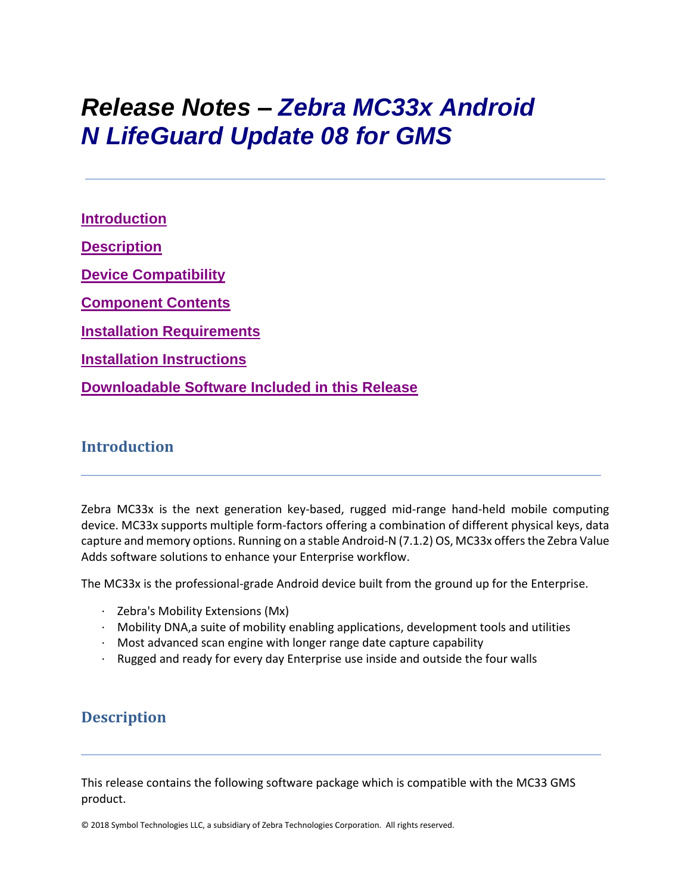# Release Notes – Zebra MC33x Android N LifeGuard Update 08 for GMS

[Introduction](#introduction)

[Description](#description)

[Device Compatibility](#device-compatibility)

[Component Contents](#component-contents)

[Installation Requirements](#installation-requirements)

[Installation Instructions](#installation-instructions)

[Downloadable Software Included in this Release](#downloadable-software-included-in-this-release)

## Introduction

Zebra MC33x is the next generation key-based, rugged mid-range hand-held mobile computing device. MC33x supports multiple form-factors offering a combination of different physical keys, data capture and memory options. Running on a stable Android-N (7.1.2) OS, MC33x offers the Zebra Value Adds software solutions to enhance your Enterprise workflow.

The MC33x is the professional-grade Android device built from the ground up for the Enterprise.

- Zebra's Mobility Extensions (Mx)
- Mobility DNA,a suite of mobility enabling applications, development tools and utilities
- Most advanced scan engine with longer range date capture capability
- Rugged and ready for every day Enterprise use inside and outside the four walls

## Description

This release contains the following software package which is compatible with the MC33 GMS product.

© 2018 Symbol Technologies LLC, a subsidiary of Zebra Technologies Corporation. All rights reserved.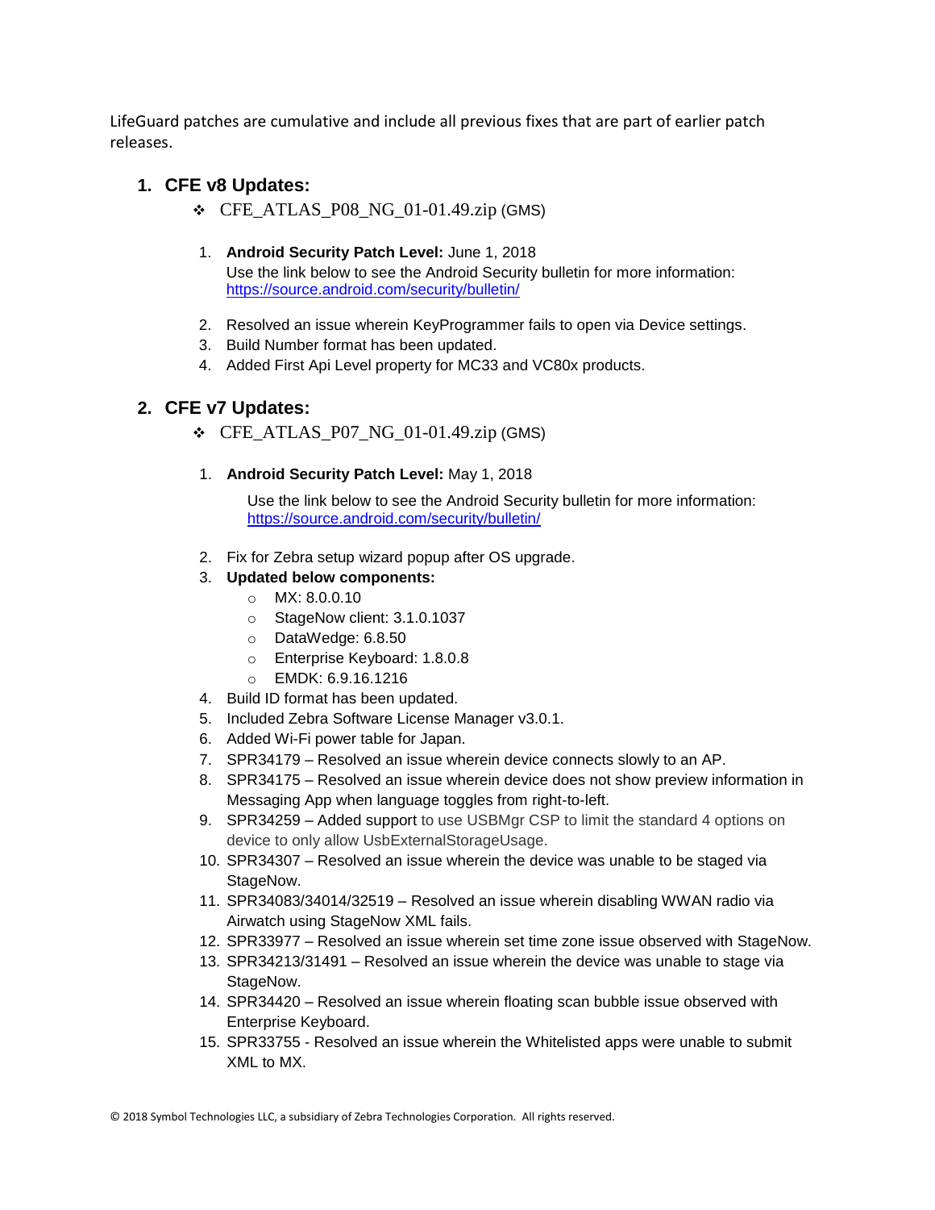LifeGuard patches are cumulative and include all previous fixes that are part of earlier patch releases.

## 1. CFE v8 Updates:

- CFE_ATLAS_P08_NG_01-01.49.zip (GMS)

1. **Android Security Patch Level:** June 1, 2018
   Use the link below to see the Android Security bulletin for more information:
   [https://source.android.com/security/bulletin/](https://source.android.com/security/bulletin/)

2. Resolved an issue wherein KeyProgrammer fails to open via Device settings.
3. Build Number format has been updated.
4. Added First Api Level property for MC33 and VC80x products.

## 2. CFE v7 Updates:

- CFE_ATLAS_P07_NG_01-01.49.zip (GMS)

1. **Android Security Patch Level:** May 1, 2018

   Use the link below to see the Android Security bulletin for more information:
   [https://source.android.com/security/bulletin/](https://source.android.com/security/bulletin/)

2. Fix for Zebra setup wizard popup after OS upgrade.
3. **Updated below components:**
   - MX: 8.0.0.10
   - StageNow client: 3.1.0.1037
   - DataWedge: 6.8.50
   - Enterprise Keyboard: 1.8.0.8
   - EMDK: 6.9.16.1216
4. Build ID format has been updated.
5. Included Zebra Software License Manager v3.0.1.
6. Added Wi-Fi power table for Japan.
7. SPR34179 – Resolved an issue wherein device connects slowly to an AP.
8. SPR34175 – Resolved an issue wherein device does not show preview information in Messaging App when language toggles from right-to-left.
9. SPR34259 – Added support to use USBMgr CSP to limit the standard 4 options on device to only allow UsbExternalStorageUsage.
10. SPR34307 – Resolved an issue wherein the device was unable to be staged via StageNow.
11. SPR34083/34014/32519 – Resolved an issue wherein disabling WWAN radio via Airwatch using StageNow XML fails.
12. SPR33977 – Resolved an issue wherein set time zone issue observed with StageNow.
13. SPR34213/31491 – Resolved an issue wherein the device was unable to stage via StageNow.
14. SPR34420 – Resolved an issue wherein floating scan bubble issue observed with Enterprise Keyboard.
15. SPR33755 - Resolved an issue wherein the Whitelisted apps were unable to submit XML to MX.

© 2018 Symbol Technologies LLC, a subsidiary of Zebra Technologies Corporation. All rights reserved.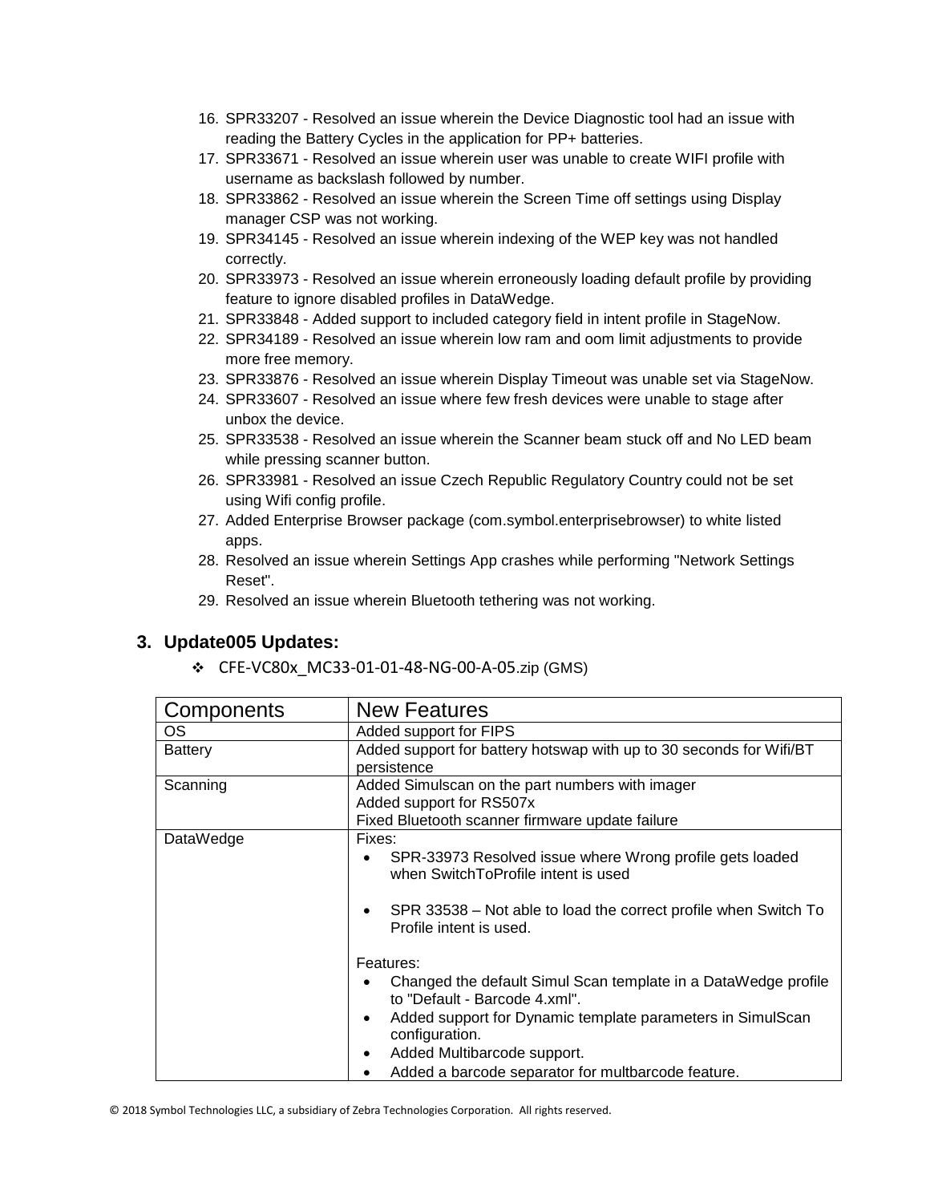16. SPR33207 - Resolved an issue wherein the Device Diagnostic tool had an issue with reading the Battery Cycles in the application for PP+ batteries.
17. SPR33671 - Resolved an issue wherein user was unable to create WIFI profile with username as backslash followed by number.
18. SPR33862 - Resolved an issue wherein the Screen Time off settings using Display manager CSP was not working.
19. SPR34145 - Resolved an issue wherein indexing of the WEP key was not handled correctly.
20. SPR33973 - Resolved an issue wherein erroneously loading default profile by providing feature to ignore disabled profiles in DataWedge.
21. SPR33848 - Added support to included category field in intent profile in StageNow.
22. SPR34189 - Resolved an issue wherein low ram and oom limit adjustments to provide more free memory.
23. SPR33876 - Resolved an issue wherein Display Timeout was unable set via StageNow.
24. SPR33607 - Resolved an issue where few fresh devices were unable to stage after unbox the device.
25. SPR33538 - Resolved an issue wherein the Scanner beam stuck off and No LED beam while pressing scanner button.
26. SPR33981 - Resolved an issue Czech Republic Regulatory Country could not be set using Wifi config profile.
27. Added Enterprise Browser package (com.symbol.enterprisebrowser) to white listed apps.
28. Resolved an issue wherein Settings App crashes while performing "Network Settings Reset".
29. Resolved an issue wherein Bluetooth tethering was not working.

## 3. Update005 Updates:

- CFE-VC80x_MC33-01-01-48-NG-00-A-05.zip (GMS)

| Components | New Features |
|---|---|
| OS | Added support for FIPS |
| Battery | Added support for battery hotswap with up to 30 seconds for Wifi/BT persistence |
| Scanning | Added Simulscan on the part numbers with imager<br>Added support for RS507x<br>Fixed Bluetooth scanner firmware update failure |
| DataWedge | Fixes:<br>• SPR-33973 Resolved issue where Wrong profile gets loaded when SwitchToProfile intent is used<br>• SPR 33538 – Not able to load the correct profile when Switch To Profile intent is used.<br><br>Features:<br>• Changed the default Simul Scan template in a DataWedge profile to "Default - Barcode 4.xml".<br>• Added support for Dynamic template parameters in SimulScan configuration.<br>• Added Multibarcode support.<br>• Added a barcode separator for multbarcode feature. |

© 2018 Symbol Technologies LLC, a subsidiary of Zebra Technologies Corporation. All rights reserved.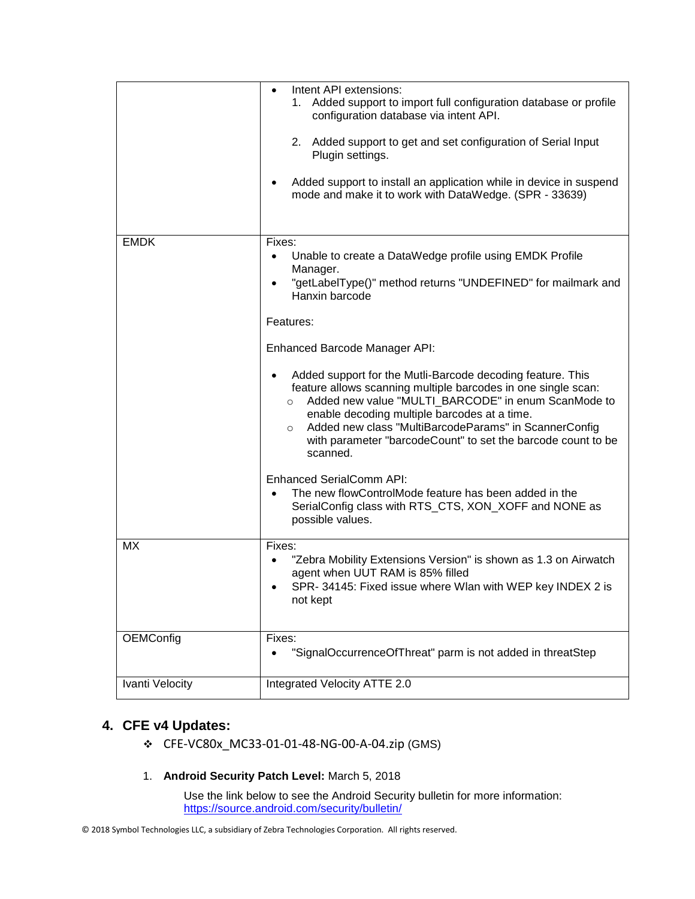| | |
|---|---|
| | • Intent API extensions:<br>1. Added support to import full configuration database or profile configuration database via intent API.<br>2. Added support to get and set configuration of Serial Input Plugin settings.<br>• Added support to install an application while in device in suspend mode and make it to work with DataWedge. (SPR - 33639) |
| EMDK | Fixes:<br>• Unable to create a DataWedge profile using EMDK Profile Manager.<br>• "getLabelType()" method returns "UNDEFINED" for mailmark and Hanxin barcode<br><br>Features:<br><br>Enhanced Barcode Manager API:<br><br>• Added support for the Mutli-Barcode decoding feature. This feature allows scanning multiple barcodes in one single scan:<br>  ○ Added new value "MULTI_BARCODE" in enum ScanMode to enable decoding multiple barcodes at a time.<br>  ○ Added new class "MultiBarcodeParams" in ScannerConfig with parameter "barcodeCount" to set the barcode count to be scanned.<br><br>Enhanced SerialComm API:<br>• The new flowControlMode feature has been added in the SerialConfig class with RTS_CTS, XON_XOFF and NONE as possible values. |
| MX | Fixes:<br>• "Zebra Mobility Extensions Version" is shown as 1.3 on Airwatch agent when UUT RAM is 85% filled<br>• SPR- 34145: Fixed issue where Wlan with WEP key INDEX 2 is not kept |
| OEMConfig | Fixes:<br>• "SignalOccurrenceOfThreat" parm is not added in threatStep |
| Ivanti Velocity | Integrated Velocity ATTE 2.0 |

## 4. CFE v4 Updates:

❖ CFE-VC80x_MC33-01-01-48-NG-00-A-04.zip (GMS)

1. **Android Security Patch Level:** March 5, 2018

   Use the link below to see the Android Security bulletin for more information: https://source.android.com/security/bulletin/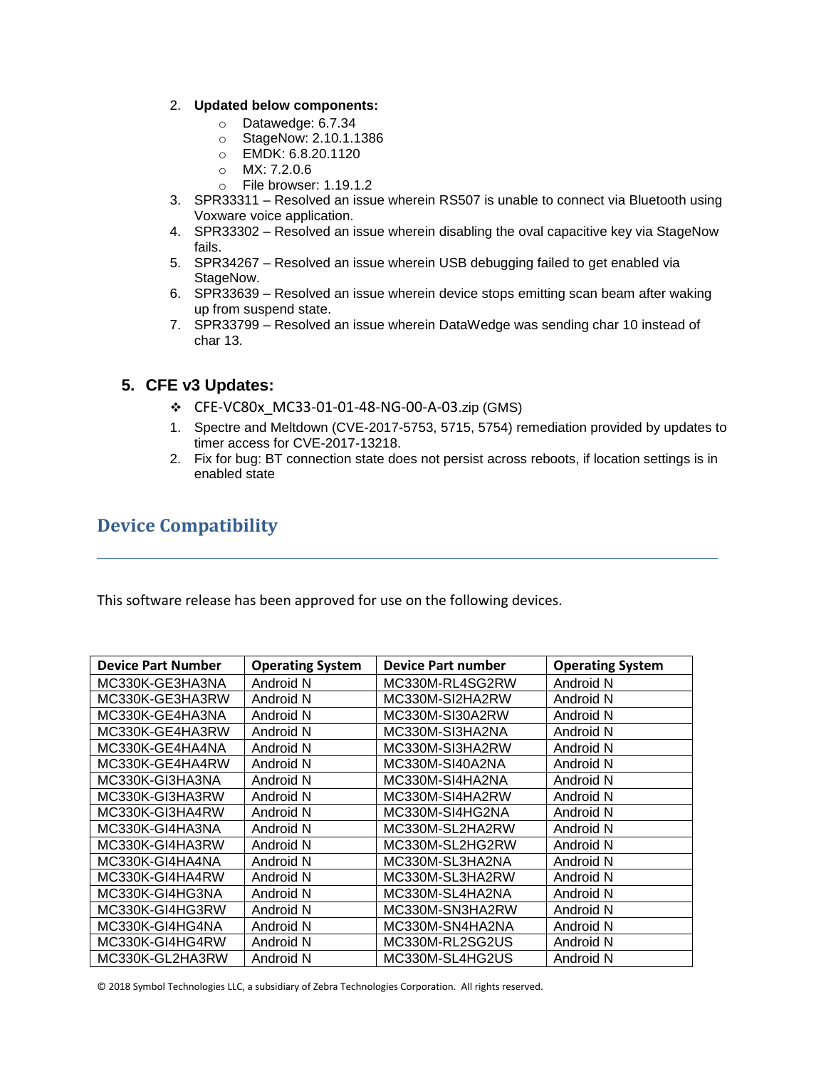2. **Updated below components:**
    - Datawedge: 6.7.34
    - StageNow: 2.10.1.1386
    - EMDK: 6.8.20.1120
    - MX: 7.2.0.6
    - File browser: 1.19.1.2
3. SPR33311 – Resolved an issue wherein RS507 is unable to connect via Bluetooth using Voxware voice application.
4. SPR33302 – Resolved an issue wherein disabling the oval capacitive key via StageNow fails.
5. SPR34267 – Resolved an issue wherein USB debugging failed to get enabled via StageNow.
6. SPR33639 – Resolved an issue wherein device stops emitting scan beam after waking up from suspend state.
7. SPR33799 – Resolved an issue wherein DataWedge was sending char 10 instead of char 13.

### 5. CFE v3 Updates:

- ❖ CFE-VC80x_MC33-01-01-48-NG-00-A-03.zip (GMS)

1. Spectre and Meltdown (CVE-2017-5753, 5715, 5754) remediation provided by updates to timer access for CVE-2017-13218.
2. Fix for bug: BT connection state does not persist across reboots, if location settings is in enabled state

## Device Compatibility

This software release has been approved for use on the following devices.

| Device Part Number | Operating System | Device Part number | Operating System |
|---|---|---|---|
| MC330K-GE3HA3NA | Android N | MC330M-RL4SG2RW | Android N |
| MC330K-GE3HA3RW | Android N | MC330M-SI2HA2RW | Android N |
| MC330K-GE4HA3NA | Android N | MC330M-SI30A2RW | Android N |
| MC330K-GE4HA3RW | Android N | MC330M-SI3HA2NA | Android N |
| MC330K-GE4HA4NA | Android N | MC330M-SI3HA2RW | Android N |
| MC330K-GE4HA4RW | Android N | MC330M-SI40A2NA | Android N |
| MC330K-GI3HA3NA | Android N | MC330M-SI4HA2NA | Android N |
| MC330K-GI3HA3RW | Android N | MC330M-SI4HA2RW | Android N |
| MC330K-GI3HA4RW | Android N | MC330M-SI4HG2NA | Android N |
| MC330K-GI4HA3NA | Android N | MC330M-SL2HA2RW | Android N |
| MC330K-GI4HA3RW | Android N | MC330M-SL2HG2RW | Android N |
| MC330K-GI4HA4NA | Android N | MC330M-SL3HA2NA | Android N |
| MC330K-GI4HA4RW | Android N | MC330M-SL3HA2RW | Android N |
| MC330K-GI4HG3NA | Android N | MC330M-SL4HA2NA | Android N |
| MC330K-GI4HG3RW | Android N | MC330M-SN3HA2RW | Android N |
| MC330K-GI4HG4NA | Android N | MC330M-SN4HA2NA | Android N |
| MC330K-GI4HG4RW | Android N | MC330M-RL2SG2US | Android N |
| MC330K-GL2HA3RW | Android N | MC330M-SL4HG2US | Android N |

© 2018 Symbol Technologies LLC, a subsidiary of Zebra Technologies Corporation. All rights reserved.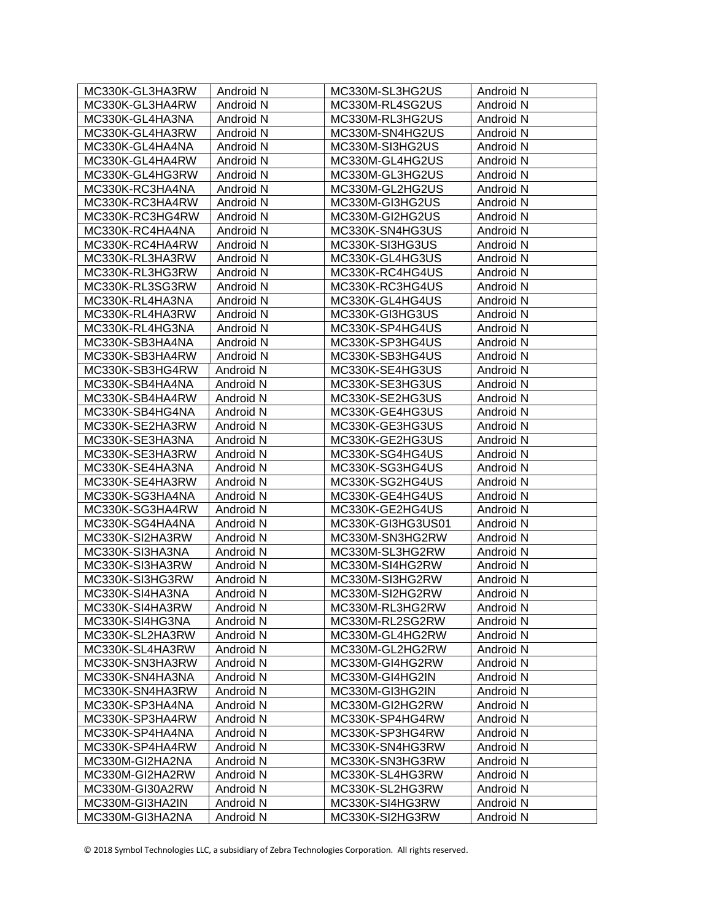| MC330K-GL3HA3RW | Android N | MC330M-SL3HG2US | Android N |
|---|---|---|---|
| MC330K-GL3HA4RW | Android N | MC330M-RL4SG2US | Android N |
| MC330K-GL4HA3NA | Android N | MC330M-RL3HG2US | Android N |
| MC330K-GL4HA3RW | Android N | MC330M-SN4HG2US | Android N |
| MC330K-GL4HA4NA | Android N | MC330M-SI3HG2US | Android N |
| MC330K-GL4HA4RW | Android N | MC330M-GL4HG2US | Android N |
| MC330K-GL4HG3RW | Android N | MC330M-GL3HG2US | Android N |
| MC330K-RC3HA4NA | Android N | MC330M-GL2HG2US | Android N |
| MC330K-RC3HA4RW | Android N | MC330M-GI3HG2US | Android N |
| MC330K-RC3HG4RW | Android N | MC330M-GI2HG2US | Android N |
| MC330K-RC4HA4NA | Android N | MC330K-SN4HG3US | Android N |
| MC330K-RC4HA4RW | Android N | MC330K-SI3HG3US | Android N |
| MC330K-RL3HA3RW | Android N | MC330K-GL4HG3US | Android N |
| MC330K-RL3HG3RW | Android N | MC330K-RC4HG4US | Android N |
| MC330K-RL3SG3RW | Android N | MC330K-RC3HG4US | Android N |
| MC330K-RL4HA3NA | Android N | MC330K-GL4HG4US | Android N |
| MC330K-RL4HA3RW | Android N | MC330K-GI3HG3US | Android N |
| MC330K-RL4HG3NA | Android N | MC330K-SP4HG4US | Android N |
| MC330K-SB3HA4NA | Android N | MC330K-SP3HG4US | Android N |
| MC330K-SB3HA4RW | Android N | MC330K-SB3HG4US | Android N |
| MC330K-SB3HG4RW | Android N | MC330K-SE4HG3US | Android N |
| MC330K-SB4HA4NA | Android N | MC330K-SE3HG3US | Android N |
| MC330K-SB4HA4RW | Android N | MC330K-SE2HG3US | Android N |
| MC330K-SB4HG4NA | Android N | MC330K-GE4HG3US | Android N |
| MC330K-SE2HA3RW | Android N | MC330K-GE3HG3US | Android N |
| MC330K-SE3HA3NA | Android N | MC330K-GE2HG3US | Android N |
| MC330K-SE3HA3RW | Android N | MC330K-SG4HG4US | Android N |
| MC330K-SE4HA3NA | Android N | MC330K-SG3HG4US | Android N |
| MC330K-SE4HA3RW | Android N | MC330K-SG2HG4US | Android N |
| MC330K-SG3HA4NA | Android N | MC330K-GE4HG4US | Android N |
| MC330K-SG3HA4RW | Android N | MC330K-GE2HG4US | Android N |
| MC330K-SG4HA4NA | Android N | MC330K-GI3HG3US01 | Android N |
| MC330K-SI2HA3RW | Android N | MC330M-SN3HG2RW | Android N |
| MC330K-SI3HA3NA | Android N | MC330M-SL3HG2RW | Android N |
| MC330K-SI3HA3RW | Android N | MC330M-SI4HG2RW | Android N |
| MC330K-SI3HG3RW | Android N | MC330M-SI3HG2RW | Android N |
| MC330K-SI4HA3NA | Android N | MC330M-SI2HG2RW | Android N |
| MC330K-SI4HA3RW | Android N | MC330M-RL3HG2RW | Android N |
| MC330K-SI4HG3NA | Android N | MC330M-RL2SG2RW | Android N |
| MC330K-SL2HA3RW | Android N | MC330M-GL4HG2RW | Android N |
| MC330K-SL4HA3RW | Android N | MC330M-GL2HG2RW | Android N |
| MC330K-SN3HA3RW | Android N | MC330M-GI4HG2RW | Android N |
| MC330K-SN4HA3NA | Android N | MC330M-GI4HG2IN | Android N |
| MC330K-SN4HA3RW | Android N | MC330M-GI3HG2IN | Android N |
| MC330K-SP3HA4NA | Android N | MC330M-GI2HG2RW | Android N |
| MC330K-SP3HA4RW | Android N | MC330K-SP4HG4RW | Android N |
| MC330K-SP4HA4NA | Android N | MC330K-SP3HG4RW | Android N |
| MC330K-SP4HA4RW | Android N | MC330K-SN4HG3RW | Android N |
| MC330M-GI2HA2NA | Android N | MC330K-SN3HG3RW | Android N |
| MC330M-GI2HA2RW | Android N | MC330K-SL4HG3RW | Android N |
| MC330M-GI30A2RW | Android N | MC330K-SL2HG3RW | Android N |
| MC330M-GI3HA2IN | Android N | MC330K-SI4HG3RW | Android N |
| MC330M-GI3HA2NA | Android N | MC330K-SI2HG3RW | Android N |

© 2018 Symbol Technologies LLC, a subsidiary of Zebra Technologies Corporation. All rights reserved.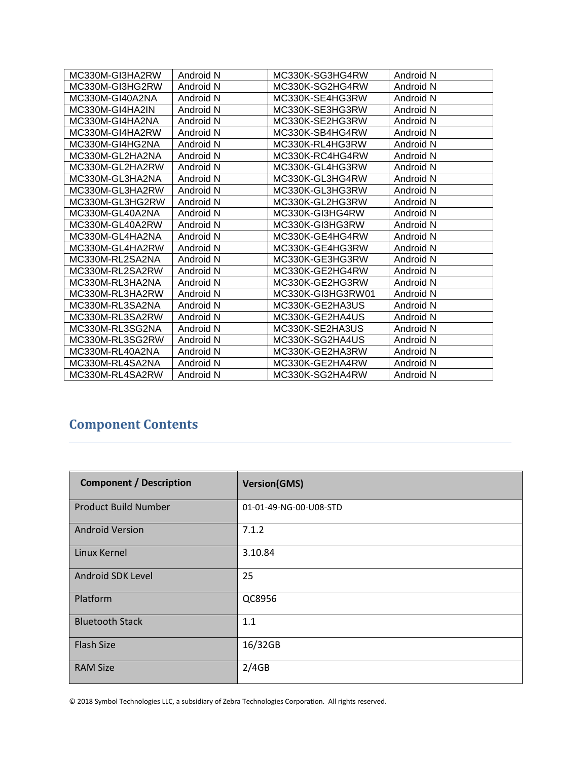| MC330M-GI3HA2RW | Android N | MC330K-SG3HG4RW | Android N |
|---|---|---|---|
| MC330M-GI3HG2RW | Android N | MC330K-SG2HG4RW | Android N |
| MC330M-GI40A2NA | Android N | MC330K-SE4HG3RW | Android N |
| MC330M-GI4HA2IN | Android N | MC330K-SE3HG3RW | Android N |
| MC330M-GI4HA2NA | Android N | MC330K-SE2HG3RW | Android N |
| MC330M-GI4HA2RW | Android N | MC330K-SB4HG4RW | Android N |
| MC330M-GI4HG2NA | Android N | MC330K-RL4HG3RW | Android N |
| MC330M-GL2HA2NA | Android N | MC330K-RC4HG4RW | Android N |
| MC330M-GL2HA2RW | Android N | MC330K-GL4HG3RW | Android N |
| MC330M-GL3HA2NA | Android N | MC330K-GL3HG4RW | Android N |
| MC330M-GL3HA2RW | Android N | MC330K-GL3HG3RW | Android N |
| MC330M-GL3HG2RW | Android N | MC330K-GL2HG3RW | Android N |
| MC330M-GL40A2NA | Android N | MC330K-GI3HG4RW | Android N |
| MC330M-GL40A2RW | Android N | MC330K-GI3HG3RW | Android N |
| MC330M-GL4HA2NA | Android N | MC330K-GE4HG4RW | Android N |
| MC330M-GL4HA2RW | Android N | MC330K-GE4HG3RW | Android N |
| MC330M-RL2SA2NA | Android N | MC330K-GE3HG3RW | Android N |
| MC330M-RL2SA2RW | Android N | MC330K-GE2HG4RW | Android N |
| MC330M-RL3HA2NA | Android N | MC330K-GE2HG3RW | Android N |
| MC330M-RL3HA2RW | Android N | MC330K-GI3HG3RW01 | Android N |
| MC330M-RL3SA2NA | Android N | MC330K-GE2HA3US | Android N |
| MC330M-RL3SA2RW | Android N | MC330K-GE2HA4US | Android N |
| MC330M-RL3SG2NA | Android N | MC330K-SE2HA3US | Android N |
| MC330M-RL3SG2RW | Android N | MC330K-SG2HA4US | Android N |
| MC330M-RL40A2NA | Android N | MC330K-GE2HA3RW | Android N |
| MC330M-RL4SA2NA | Android N | MC330K-GE2HA4RW | Android N |
| MC330M-RL4SA2RW | Android N | MC330K-SG2HA4RW | Android N |

## Component Contents

| Component / Description | Version(GMS) |
|---|---|
| Product Build Number | 01-01-49-NG-00-U08-STD |
| Android Version | 7.1.2 |
| Linux Kernel | 3.10.84 |
| Android SDK Level | 25 |
| Platform | QC8956 |
| Bluetooth Stack | 1.1 |
| Flash Size | 16/32GB |
| RAM Size | 2/4GB |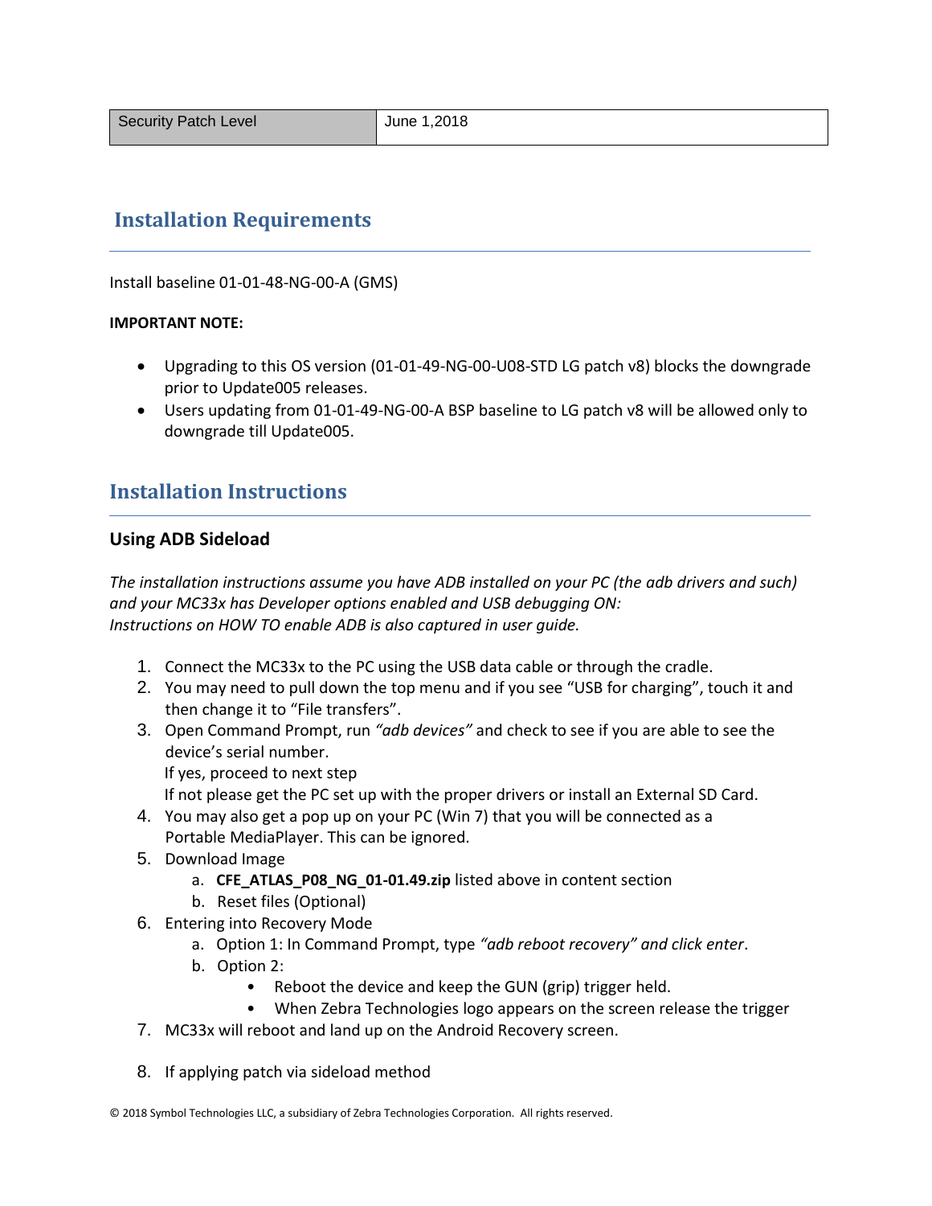| Security Patch Level | June 1,2018 |
| --- | --- |

## Installation Requirements

Install baseline 01-01-48-NG-00-A (GMS)

**IMPORTANT NOTE:**

- Upgrading to this OS version (01-01-49-NG-00-U08-STD LG patch v8) blocks the downgrade prior to Update005 releases.
- Users updating from 01-01-49-NG-00-A BSP baseline to LG patch v8 will be allowed only to downgrade till Update005.

## Installation Instructions

### Using ADB Sideload

*The installation instructions assume you have ADB installed on your PC (the adb drivers and such) and your MC33x has Developer options enabled and USB debugging ON:*
*Instructions on HOW TO enable ADB is also captured in user guide.*

1. Connect the MC33x to the PC using the USB data cable or through the cradle.
2. You may need to pull down the top menu and if you see “USB for charging”, touch it and then change it to “File transfers”.
3. Open Command Prompt, run *“adb devices”* and check to see if you are able to see the device’s serial number.
   If yes, proceed to next step
   If not please get the PC set up with the proper drivers or install an External SD Card.
4. You may also get a pop up on your PC (Win 7) that you will be connected as a Portable MediaPlayer. This can be ignored.
5. Download Image
   a. **CFE_ATLAS_P08_NG_01-01.49.zip** listed above in content section
   b. Reset files (Optional)
6. Entering into Recovery Mode
   a. Option 1: In Command Prompt, type *“adb reboot recovery” and click enter*.
   b. Option 2:
      - Reboot the device and keep the GUN (grip) trigger held.
      - When Zebra Technologies logo appears on the screen release the trigger
7. MC33x will reboot and land up on the Android Recovery screen.
8. If applying patch via sideload method

© 2018 Symbol Technologies LLC, a subsidiary of Zebra Technologies Corporation. All rights reserved.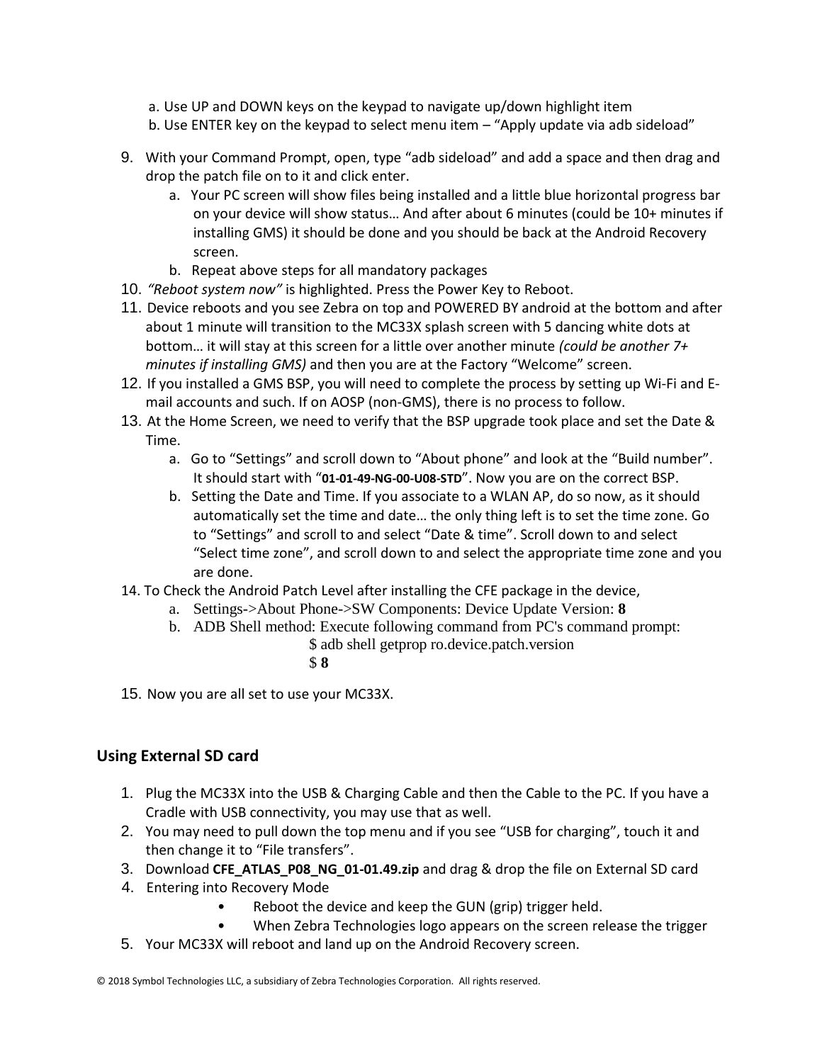a. Use UP and DOWN keys on the keypad to navigate up/down highlight item
   b. Use ENTER key on the keypad to select menu item – "Apply update via adb sideload"

9. With your Command Prompt, open, type "adb sideload" and add a space and then drag and drop the patch file on to it and click enter.
   a. Your PC screen will show files being installed and a little blue horizontal progress bar on your device will show status… And after about 6 minutes (could be 10+ minutes if installing GMS) it should be done and you should be back at the Android Recovery screen.
   b. Repeat above steps for all mandatory packages
10. *"Reboot system now"* is highlighted. Press the Power Key to Reboot.
11. Device reboots and you see Zebra on top and POWERED BY android at the bottom and after about 1 minute will transition to the MC33X splash screen with 5 dancing white dots at bottom… it will stay at this screen for a little over another minute *(could be another 7+ minutes if installing GMS)* and then you are at the Factory "Welcome" screen.
12. If you installed a GMS BSP, you will need to complete the process by setting up Wi-Fi and E-mail accounts and such. If on AOSP (non-GMS), there is no process to follow.
13. At the Home Screen, we need to verify that the BSP upgrade took place and set the Date & Time.
    a. Go to "Settings" and scroll down to "About phone" and look at the "Build number". It should start with "**01-01-49-NG-00-U08-STD**". Now you are on the correct BSP.
    b. Setting the Date and Time. If you associate to a WLAN AP, do so now, as it should automatically set the time and date… the only thing left is to set the time zone. Go to "Settings" and scroll to and select "Date & time". Scroll down to and select "Select time zone", and scroll down to and select the appropriate time zone and you are done.
14. To Check the Android Patch Level after installing the CFE package in the device,
    a. Settings->About Phone->SW Components: Device Update Version: **8**
    b. ADB Shell method: Execute following command from PC's command prompt:
       $ adb shell getprop ro.device.patch.version
       $ **8**
15. Now you are all set to use your MC33X.

## Using External SD card

1. Plug the MC33X into the USB & Charging Cable and then the Cable to the PC. If you have a Cradle with USB connectivity, you may use that as well.
2. You may need to pull down the top menu and if you see "USB for charging", touch it and then change it to "File transfers".
3. Download **CFE_ATLAS_P08_NG_01-01.49.zip** and drag & drop the file on External SD card
4. Entering into Recovery Mode
   - Reboot the device and keep the GUN (grip) trigger held.
   - When Zebra Technologies logo appears on the screen release the trigger
5. Your MC33X will reboot and land up on the Android Recovery screen.

© 2018 Symbol Technologies LLC, a subsidiary of Zebra Technologies Corporation. All rights reserved.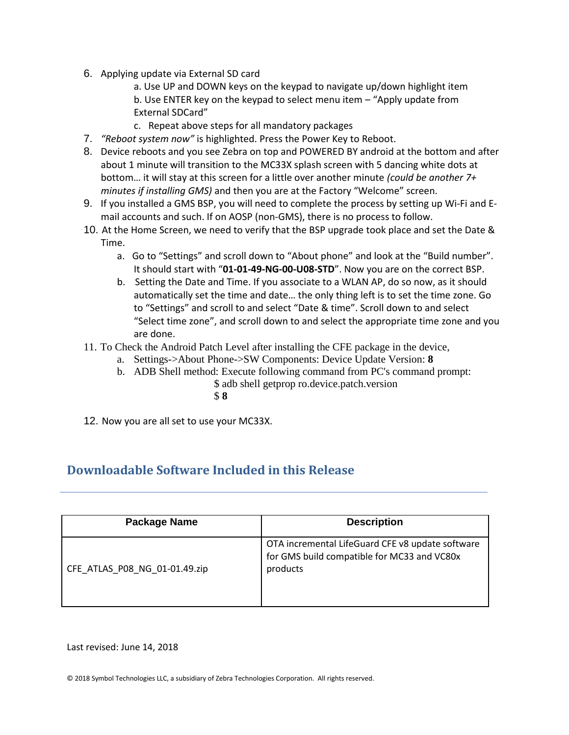6. Applying update via External SD card
    a. Use UP and DOWN keys on the keypad to navigate up/down highlight item
    b. Use ENTER key on the keypad to select menu item – "Apply update from External SDCard"
    c. Repeat above steps for all mandatory packages
7. *"Reboot system now"* is highlighted. Press the Power Key to Reboot.
8. Device reboots and you see Zebra on top and POWERED BY android at the bottom and after about 1 minute will transition to the MC33X splash screen with 5 dancing white dots at bottom… it will stay at this screen for a little over another minute *(could be another 7+ minutes if installing GMS)* and then you are at the Factory "Welcome" screen.
9. If you installed a GMS BSP, you will need to complete the process by setting up Wi-Fi and E-mail accounts and such. If on AOSP (non-GMS), there is no process to follow.
10. At the Home Screen, we need to verify that the BSP upgrade took place and set the Date & Time.
    a. Go to "Settings" and scroll down to "About phone" and look at the "Build number". It should start with "**01-01-49-NG-00-U08-STD**". Now you are on the correct BSP.
    b. Setting the Date and Time. If you associate to a WLAN AP, do so now, as it should automatically set the time and date… the only thing left is to set the time zone. Go to "Settings" and scroll to and select "Date & time". Scroll down to and select "Select time zone", and scroll down to and select the appropriate time zone and you are done.
11. To Check the Android Patch Level after installing the CFE package in the device,
    a. Settings->About Phone->SW Components: Device Update Version: **8**
    b. ADB Shell method: Execute following command from PC's command prompt:

```
$ adb shell getprop ro.device.patch.version
$ 8
```

12. Now you are all set to use your MC33X.

## Downloadable Software Included in this Release

| Package Name | Description |
|---|---|
| CFE_ATLAS_P08_NG_01-01.49.zip | OTA incremental LifeGuard CFE v8 update software for GMS build compatible for MC33 and VC80x products |

Last revised: June 14, 2018

© 2018 Symbol Technologies LLC, a subsidiary of Zebra Technologies Corporation. All rights reserved.